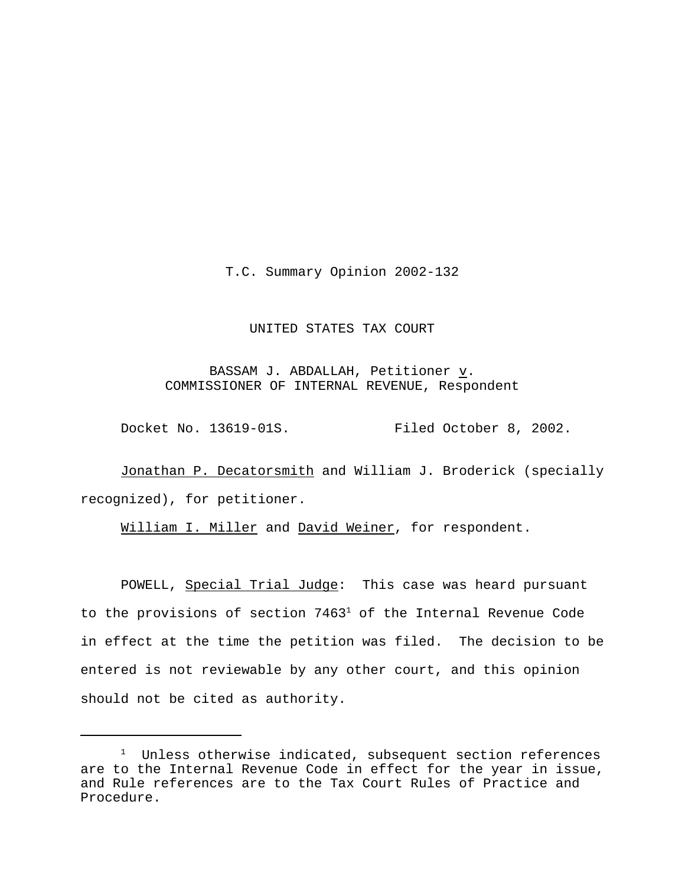T.C. Summary Opinion 2002-132

UNITED STATES TAX COURT

BASSAM J. ABDALLAH, Petitioner v.
COMMISSIONER OF INTERNAL REVENUE, Respondent

Docket No. 13619-01S. Filed October 8, 2002.

Jonathan P. Decatorsmith and William J. Broderick (specially recognized), for petitioner.

William I. Miller and David Weiner, for respondent.

POWELL, Special Trial Judge: This case was heard pursuant to the provisions of section 7463[1] of the Internal Revenue Code in effect at the time the petition was filed. The decision to be entered is not reviewable by any other court, and this opinion should not be cited as authority.

---

[1] Unless otherwise indicated, subsequent section references are to the Internal Revenue Code in effect for the year in issue, and Rule references are to the Tax Court Rules of Practice and Procedure.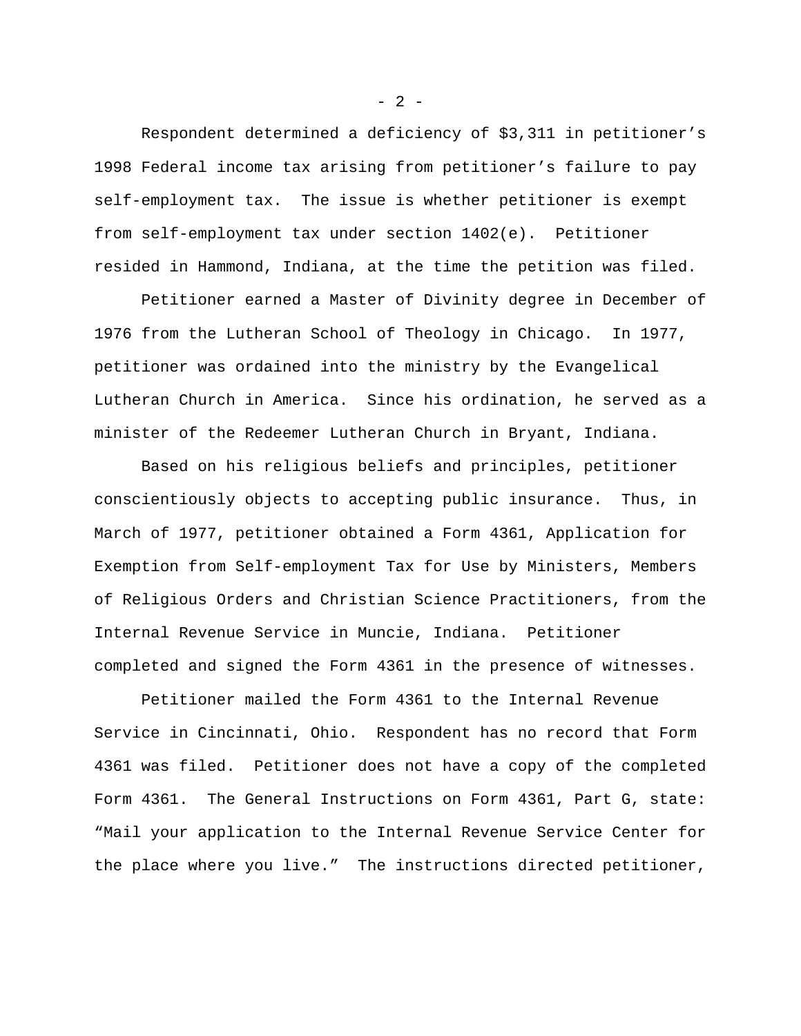Respondent determined a deficiency of $3,311 in petitioner's 1998 Federal income tax arising from petitioner's failure to pay self-employment tax. The issue is whether petitioner is exempt from self-employment tax under section 1402(e). Petitioner resided in Hammond, Indiana, at the time the petition was filed.

Petitioner earned a Master of Divinity degree in December of 1976 from the Lutheran School of Theology in Chicago. In 1977, petitioner was ordained into the ministry by the Evangelical Lutheran Church in America. Since his ordination, he served as a minister of the Redeemer Lutheran Church in Bryant, Indiana.

Based on his religious beliefs and principles, petitioner conscientiously objects to accepting public insurance. Thus, in March of 1977, petitioner obtained a Form 4361, Application for Exemption from Self-employment Tax for Use by Ministers, Members of Religious Orders and Christian Science Practitioners, from the Internal Revenue Service in Muncie, Indiana. Petitioner completed and signed the Form 4361 in the presence of witnesses.

Petitioner mailed the Form 4361 to the Internal Revenue Service in Cincinnati, Ohio. Respondent has no record that Form 4361 was filed. Petitioner does not have a copy of the completed Form 4361. The General Instructions on Form 4361, Part G, state: "Mail your application to the Internal Revenue Service Center for the place where you live." The instructions directed petitioner,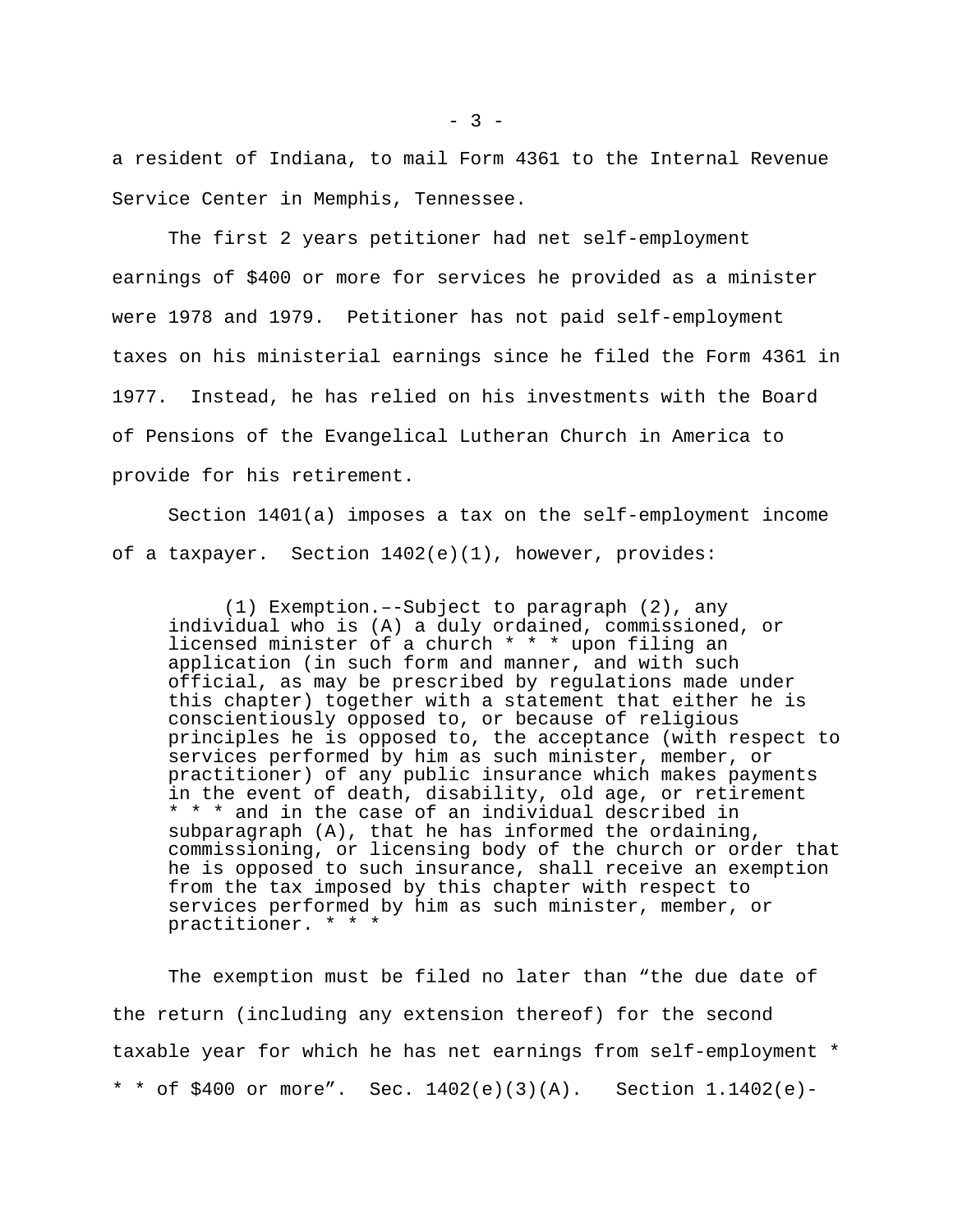a resident of Indiana, to mail Form 4361 to the Internal Revenue Service Center in Memphis, Tennessee.

The first 2 years petitioner had net self-employment earnings of $400 or more for services he provided as a minister were 1978 and 1979. Petitioner has not paid self-employment taxes on his ministerial earnings since he filed the Form 4361 in 1977. Instead, he has relied on his investments with the Board of Pensions of the Evangelical Lutheran Church in America to provide for his retirement.

Section 1401(a) imposes a tax on the self-employment income of a taxpayer. Section 1402(e)(1), however, provides:

> (1) Exemption.–-Subject to paragraph (2), any individual who is (A) a duly ordained, commissioned, or licensed minister of a church * * * upon filing an application (in such form and manner, and with such official, as may be prescribed by regulations made under this chapter) together with a statement that either he is conscientiously opposed to, or because of religious principles he is opposed to, the acceptance (with respect to services performed by him as such minister, member, or practitioner) of any public insurance which makes payments in the event of death, disability, old age, or retirement * * * and in the case of an individual described in subparagraph (A), that he has informed the ordaining, commissioning, or licensing body of the church or order that he is opposed to such insurance, shall receive an exemption from the tax imposed by this chapter with respect to services performed by him as such minister, member, or practitioner. * * *

The exemption must be filed no later than “the due date of the return (including any extension thereof) for the second taxable year for which he has net earnings from self-employment * * * of $400 or more”. Sec. 1402(e)(3)(A). Section 1.1402(e)-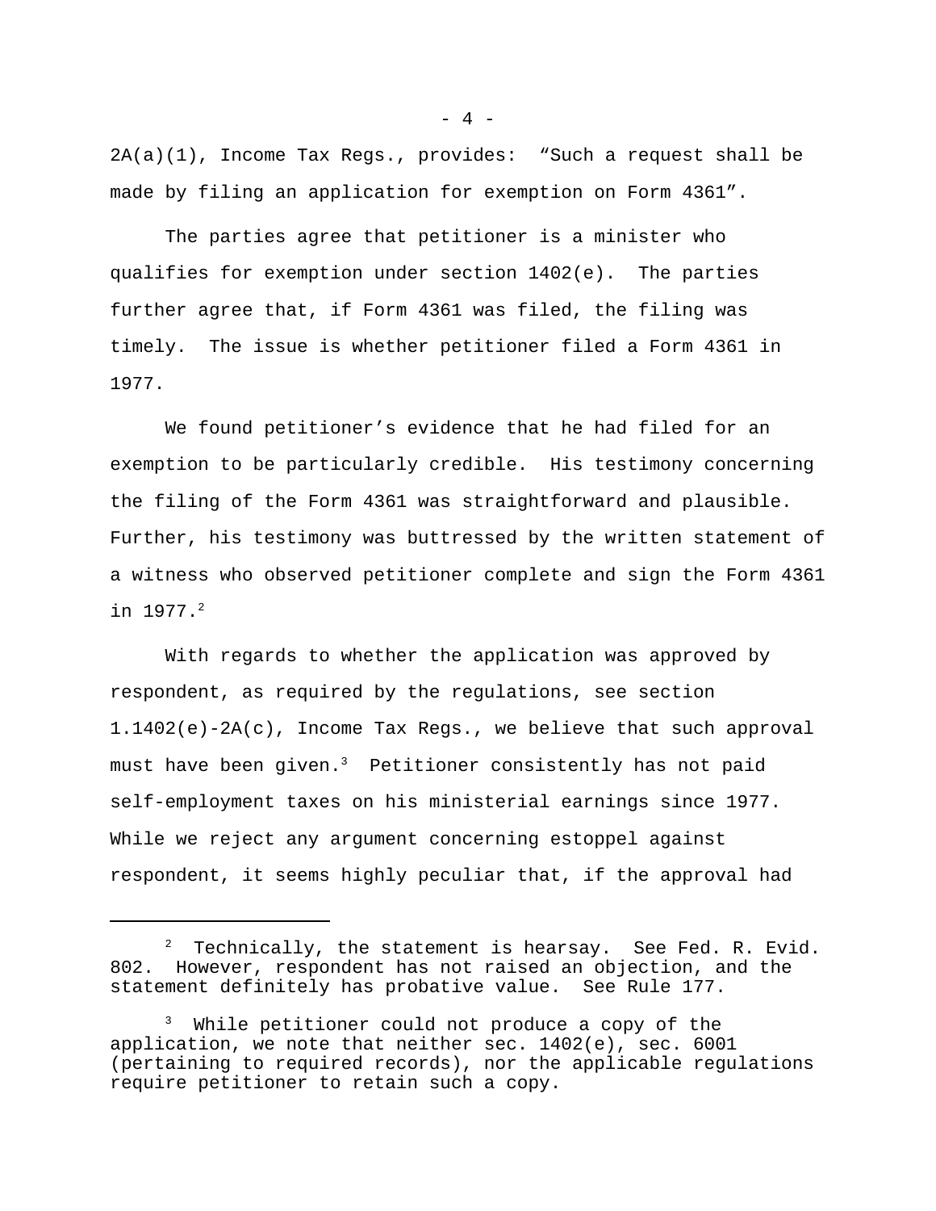2A(a)(1), Income Tax Regs., provides: “Such a request shall be made by filing an application for exemption on Form 4361”.

The parties agree that petitioner is a minister who qualifies for exemption under section 1402(e). The parties further agree that, if Form 4361 was filed, the filing was timely. The issue is whether petitioner filed a Form 4361 in 1977.

We found petitioner’s evidence that he had filed for an exemption to be particularly credible. His testimony concerning the filing of the Form 4361 was straightforward and plausible. Further, his testimony was buttressed by the written statement of a witness who observed petitioner complete and sign the Form 4361 in 1977.[2]

With regards to whether the application was approved by respondent, as required by the regulations, see section 1.1402(e)-2A(c), Income Tax Regs., we believe that such approval must have been given.[3] Petitioner consistently has not paid self-employment taxes on his ministerial earnings since 1977. While we reject any argument concerning estoppel against respondent, it seems highly peculiar that, if the approval had

---

[2] Technically, the statement is hearsay. See Fed. R. Evid. 802. However, respondent has not raised an objection, and the statement definitely has probative value. See Rule 177.

[3] While petitioner could not produce a copy of the application, we note that neither sec. 1402(e), sec. 6001 (pertaining to required records), nor the applicable regulations require petitioner to retain such a copy.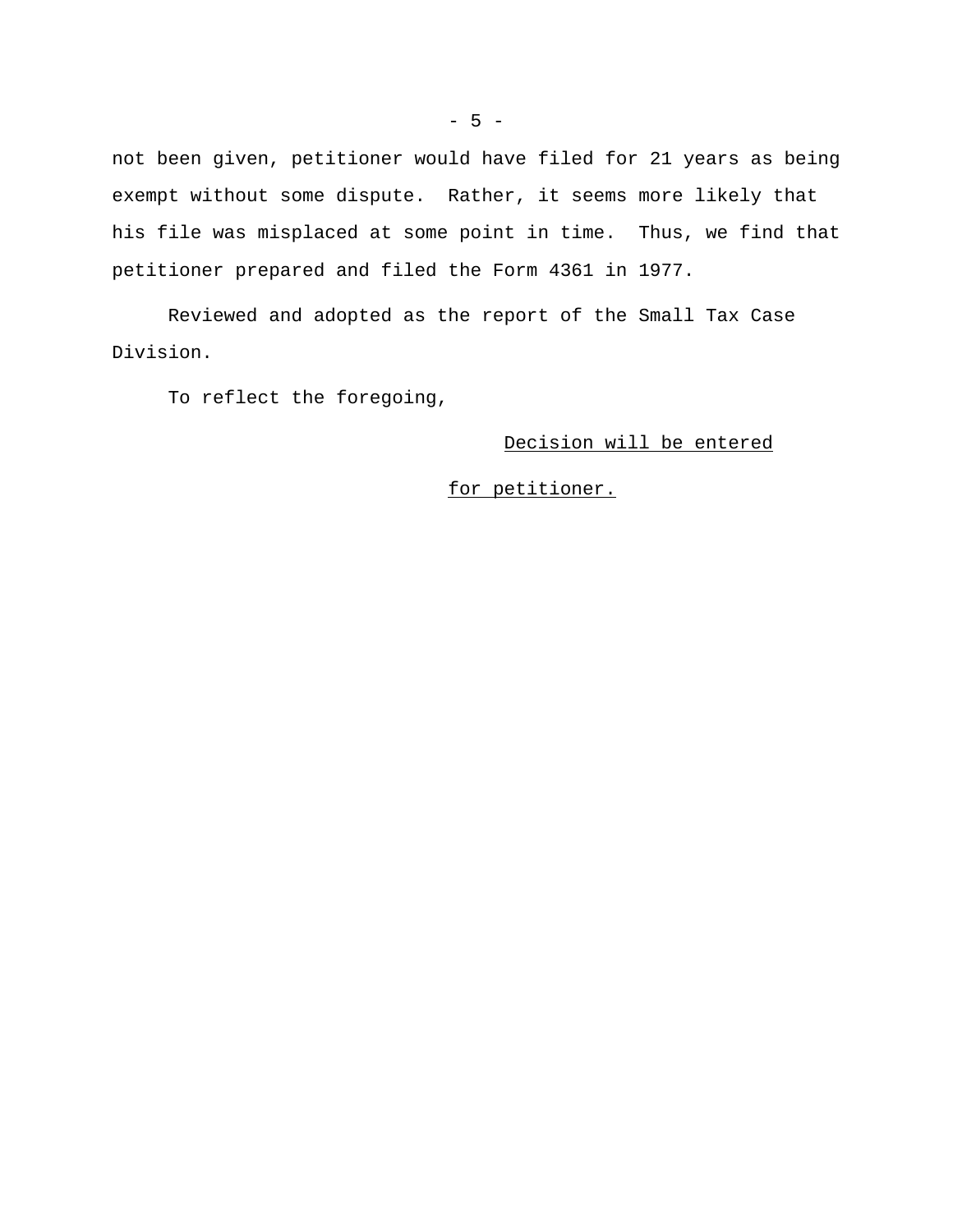not been given, petitioner would have filed for 21 years as being exempt without some dispute. Rather, it seems more likely that his file was misplaced at some point in time. Thus, we find that petitioner prepared and filed the Form 4361 in 1977.

Reviewed and adopted as the report of the Small Tax Case Division.

To reflect the foregoing,

Decision will be entered for petitioner.